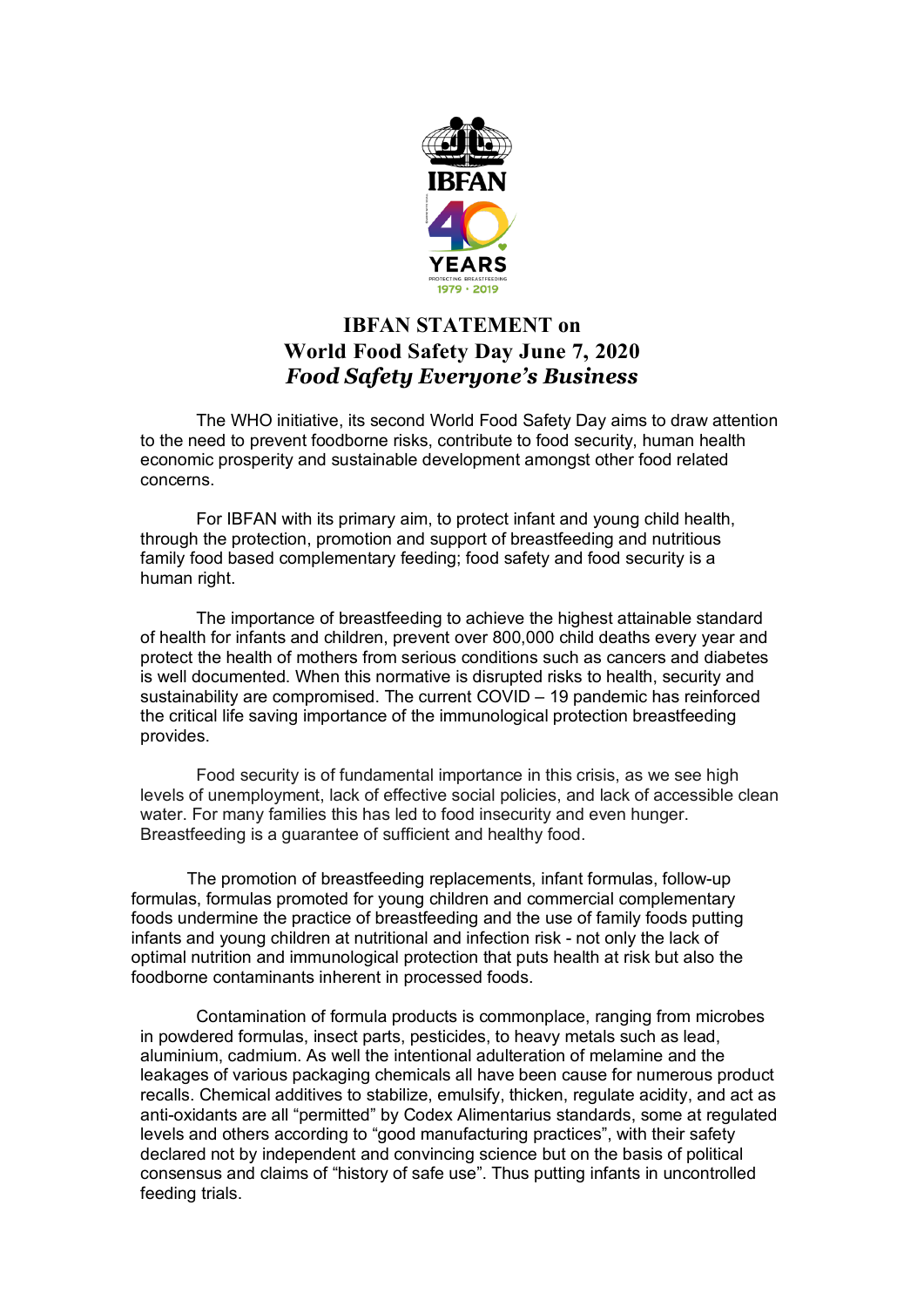# IBFAN STATEMENT on World Food Safety Day June 7, 2020

## *Food Safety Everyone's Business*

The WHO initiative, its second World Food Safety Day aims to draw attention to the need to prevent foodborne risks, contribute to food security, human health economic prosperity and sustainable development amongst other food related concerns.

For IBFAN with its primary aim, to protect infant and young child health, through the protection, promotion and support of breastfeeding and nutritious family food based complementary feeding; food safety and food security is a human right.

The importance of breastfeeding to achieve the highest attainable standard of health for infants and children, prevent over 800,000 child deaths every year and protect the health of mothers from serious conditions such as cancers and diabetes is well documented. When this normative is disrupted risks to health, security and sustainability are compromised. The current COVID – 19 pandemic has reinforced the critical life saving importance of the immunological protection breastfeeding provides.

Food security is of fundamental importance in this crisis, as we see high levels of unemployment, lack of effective social policies, and lack of accessible clean water. For many families this has led to food insecurity and even hunger. Breastfeeding is a guarantee of sufficient and healthy food.

The promotion of breastfeeding replacements, infant formulas, follow-up formulas, formulas promoted for young children and commercial complementary foods undermine the practice of breastfeeding and the use of family foods putting infants and young children at nutritional and infection risk - not only the lack of optimal nutrition and immunological protection that puts health at risk but also the foodborne contaminants inherent in processed foods.

Contamination of formula products is commonplace, ranging from microbes in powdered formulas, insect parts, pesticides, to heavy metals such as lead, aluminium, cadmium. As well the intentional adulteration of melamine and the leakages of various packaging chemicals all have been cause for numerous product recalls. Chemical additives to stabilize, emulsify, thicken, regulate acidity, and act as anti-oxidants are all "permitted" by Codex Alimentarius standards, some at regulated levels and others according to "good manufacturing practices", with their safety declared not by independent and convincing science but on the basis of political consensus and claims of "history of safe use". Thus putting infants in uncontrolled feeding trials.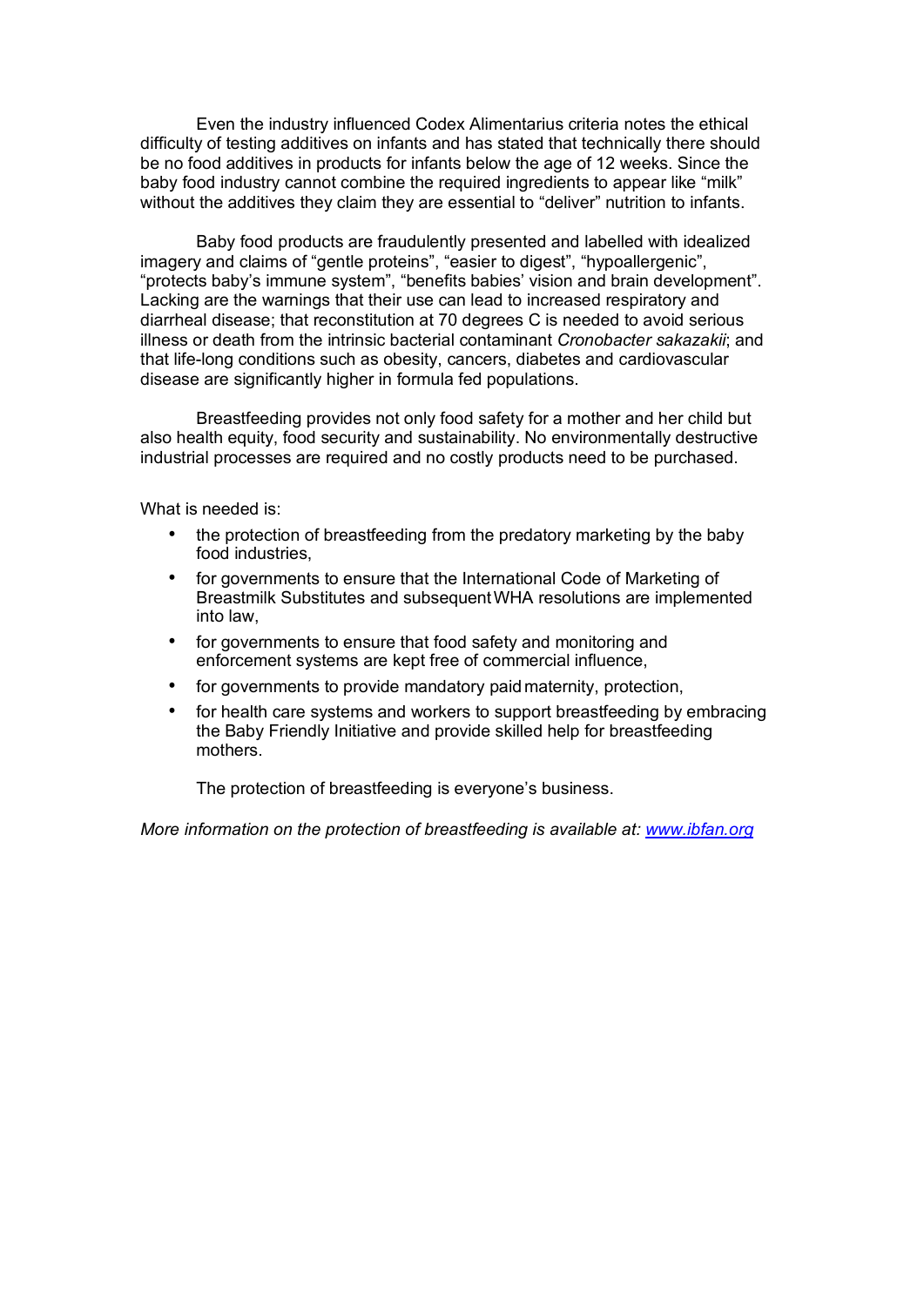Even the industry influenced Codex Alimentarius criteria notes the ethical difficulty of testing additives on infants and has stated that technically there should be no food additives in products for infants below the age of 12 weeks. Since the baby food industry cannot combine the required ingredients to appear like "milk" without the additives they claim they are essential to "deliver" nutrition to infants.

Baby food products are fraudulently presented and labelled with idealized imagery and claims of "gentle proteins", "easier to digest", "hypoallergenic", "protects baby's immune system", "benefits babies' vision and brain development". Lacking are the warnings that their use can lead to increased respiratory and diarrheal disease; that reconstitution at 70 degrees C is needed to avoid serious illness or death from the intrinsic bacterial contaminant *Cronobacter sakazakii*; and that life-long conditions such as obesity, cancers, diabetes and cardiovascular disease are significantly higher in formula fed populations.

Breastfeeding provides not only food safety for a mother and her child but also health equity, food security and sustainability. No environmentally destructive industrial processes are required and no costly products need to be purchased.

What is needed is:

- the protection of breastfeeding from the predatory marketing by the baby food industries,
- for governments to ensure that the International Code of Marketing of Breastmilk Substitutes and subsequent WHA resolutions are implemented into law,
- for governments to ensure that food safety and monitoring and enforcement systems are kept free of commercial influence,
- for governments to provide mandatory paid maternity, protection,
- for health care systems and workers to support breastfeeding by embracing the Baby Friendly Initiative and provide skilled help for breastfeeding mothers.

The protection of breastfeeding is everyone's business.

*More information on the protection of breastfeeding is available at: [www.ibfan.org](http://www.ibfan.org)*